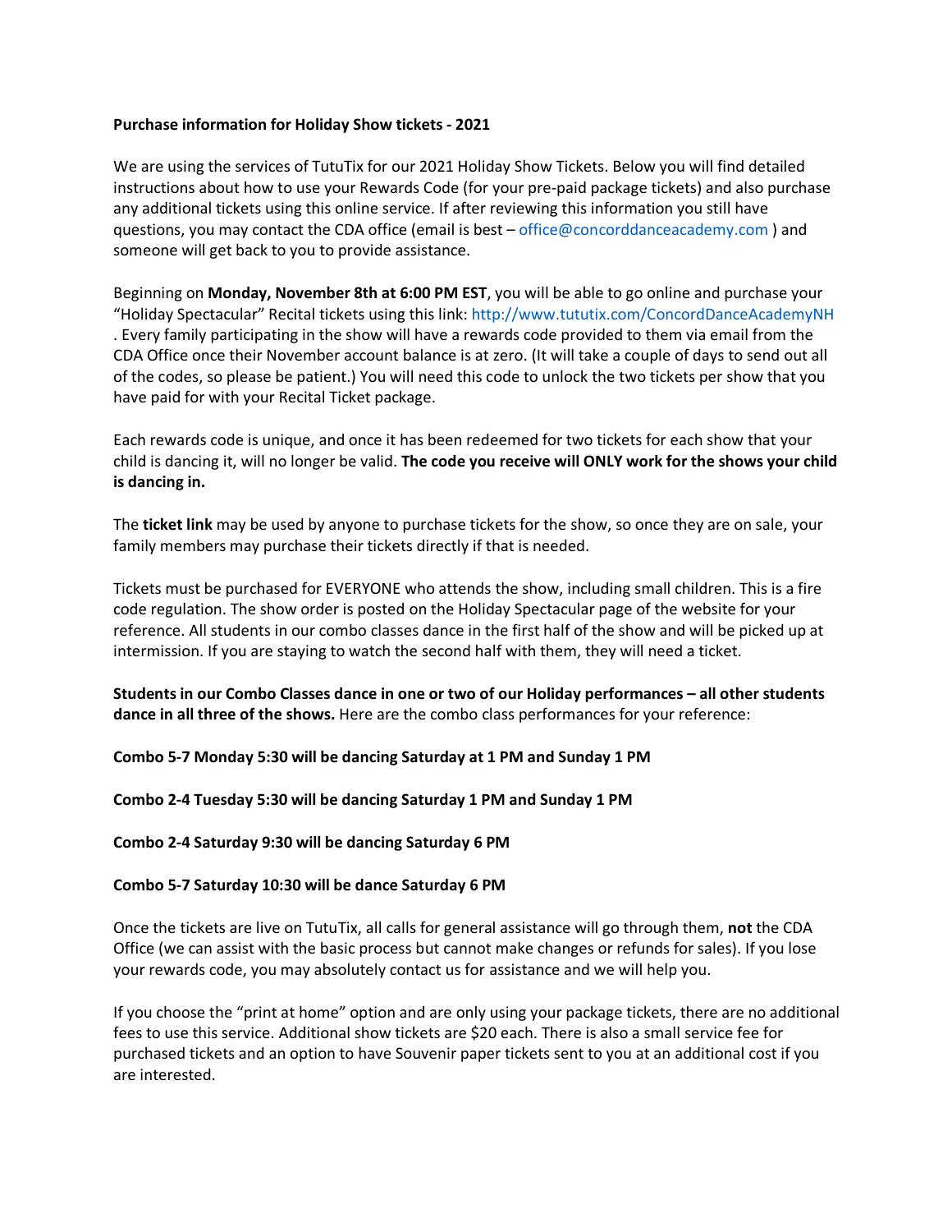**Purchase information for Holiday Show tickets - 2021**

We are using the services of TutuTix for our 2021 Holiday Show Tickets. Below you will find detailed instructions about how to use your Rewards Code (for your pre-paid package tickets) and also purchase any additional tickets using this online service. If after reviewing this information you still have questions, you may contact the CDA office (email is best – office@concorddanceacademy.com ) and someone will get back to you to provide assistance.

Beginning on **Monday, November 8th at 6:00 PM EST**, you will be able to go online and purchase your "Holiday Spectacular" Recital tickets using this link: http://www.tututix.com/ConcordDanceAcademyNH . Every family participating in the show will have a rewards code provided to them via email from the CDA Office once their November account balance is at zero. (It will take a couple of days to send out all of the codes, so please be patient.) You will need this code to unlock the two tickets per show that you have paid for with your Recital Ticket package.

Each rewards code is unique, and once it has been redeemed for two tickets for each show that your child is dancing it, will no longer be valid. **The code you receive will ONLY work for the shows your child is dancing in.**

The **ticket link** may be used by anyone to purchase tickets for the show, so once they are on sale, your family members may purchase their tickets directly if that is needed.

Tickets must be purchased for EVERYONE who attends the show, including small children. This is a fire code regulation. The show order is posted on the Holiday Spectacular page of the website for your reference. All students in our combo classes dance in the first half of the show and will be picked up at intermission. If you are staying to watch the second half with them, they will need a ticket.

**Students in our Combo Classes dance in one or two of our Holiday performances – all other students dance in all three of the shows.** Here are the combo class performances for your reference:

**Combo 5-7 Monday 5:30 will be dancing Saturday at 1 PM and Sunday 1 PM**

**Combo 2-4 Tuesday 5:30 will be dancing Saturday 1 PM and Sunday 1 PM**

**Combo 2-4 Saturday 9:30 will be dancing Saturday 6 PM**

**Combo 5-7 Saturday 10:30 will be dance Saturday 6 PM**

Once the tickets are live on TutuTix, all calls for general assistance will go through them, **not** the CDA Office (we can assist with the basic process but cannot make changes or refunds for sales). If you lose your rewards code, you may absolutely contact us for assistance and we will help you.

If you choose the "print at home" option and are only using your package tickets, there are no additional fees to use this service. Additional show tickets are $20 each. There is also a small service fee for purchased tickets and an option to have Souvenir paper tickets sent to you at an additional cost if you are interested.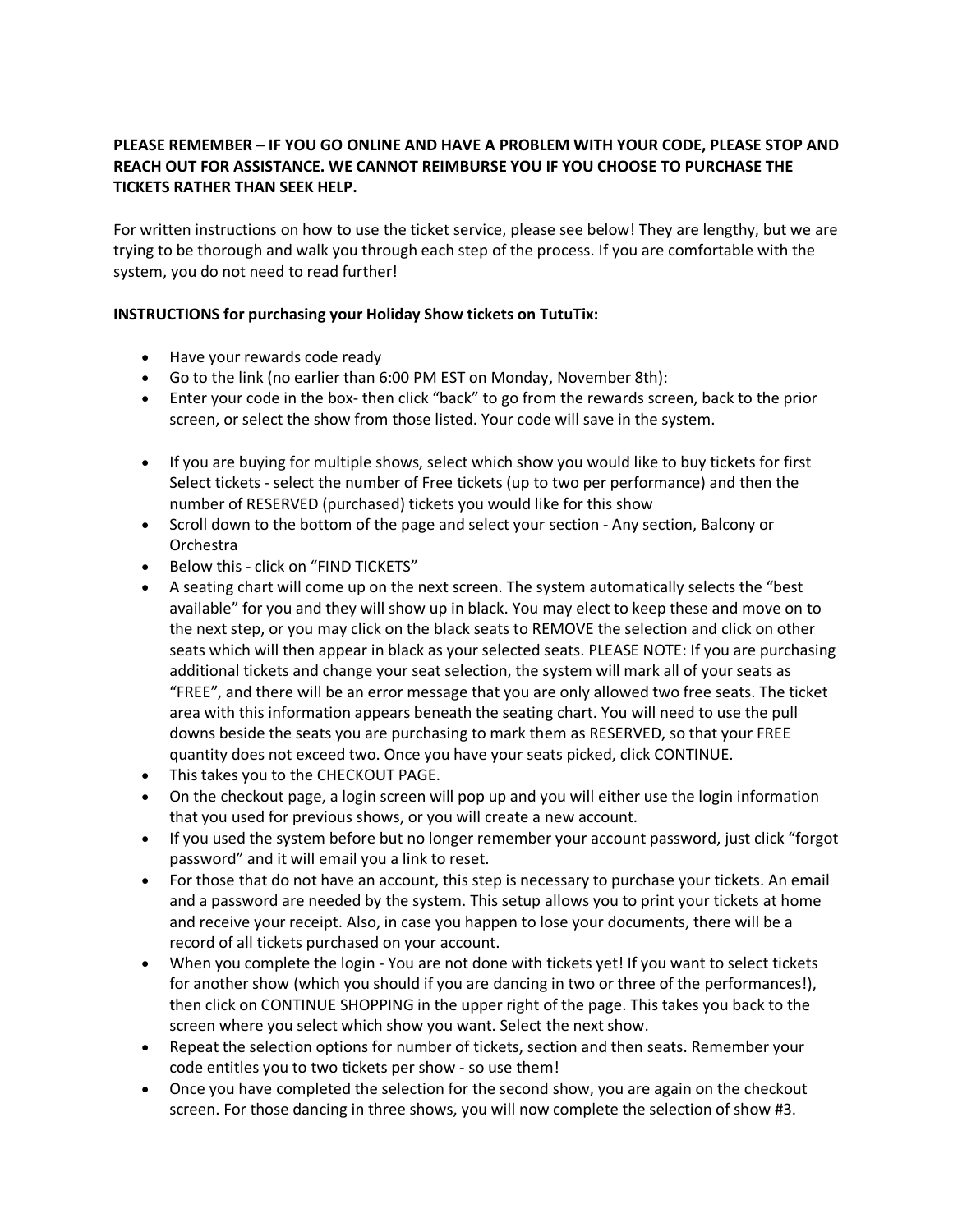**PLEASE REMEMBER – IF YOU GO ONLINE AND HAVE A PROBLEM WITH YOUR CODE, PLEASE STOP AND REACH OUT FOR ASSISTANCE. WE CANNOT REIMBURSE YOU IF YOU CHOOSE TO PURCHASE THE TICKETS RATHER THAN SEEK HELP.**

For written instructions on how to use the ticket service, please see below! They are lengthy, but we are trying to be thorough and walk you through each step of the process. If you are comfortable with the system, you do not need to read further!

**INSTRUCTIONS for purchasing your Holiday Show tickets on TutuTix:**

- Have your rewards code ready
- Go to the link (no earlier than 6:00 PM EST on Monday, November 8th):
- Enter your code in the box- then click "back" to go from the rewards screen, back to the prior screen, or select the show from those listed. Your code will save in the system.
- If you are buying for multiple shows, select which show you would like to buy tickets for first Select tickets - select the number of Free tickets (up to two per performance) and then the number of RESERVED (purchased) tickets you would like for this show
- Scroll down to the bottom of the page and select your section - Any section, Balcony or Orchestra
- Below this - click on "FIND TICKETS"
- A seating chart will come up on the next screen. The system automatically selects the "best available" for you and they will show up in black. You may elect to keep these and move on to the next step, or you may click on the black seats to REMOVE the selection and click on other seats which will then appear in black as your selected seats. PLEASE NOTE: If you are purchasing additional tickets and change your seat selection, the system will mark all of your seats as "FREE", and there will be an error message that you are only allowed two free seats. The ticket area with this information appears beneath the seating chart. You will need to use the pull downs beside the seats you are purchasing to mark them as RESERVED, so that your FREE quantity does not exceed two. Once you have your seats picked, click CONTINUE.
- This takes you to the CHECKOUT PAGE.
- On the checkout page, a login screen will pop up and you will either use the login information that you used for previous shows, or you will create a new account.
- If you used the system before but no longer remember your account password, just click "forgot password" and it will email you a link to reset.
- For those that do not have an account, this step is necessary to purchase your tickets. An email and a password are needed by the system. This setup allows you to print your tickets at home and receive your receipt. Also, in case you happen to lose your documents, there will be a record of all tickets purchased on your account.
- When you complete the login - You are not done with tickets yet! If you want to select tickets for another show (which you should if you are dancing in two or three of the performances!), then click on CONTINUE SHOPPING in the upper right of the page. This takes you back to the screen where you select which show you want. Select the next show.
- Repeat the selection options for number of tickets, section and then seats. Remember your code entitles you to two tickets per show - so use them!
- Once you have completed the selection for the second show, you are again on the checkout screen. For those dancing in three shows, you will now complete the selection of show #3.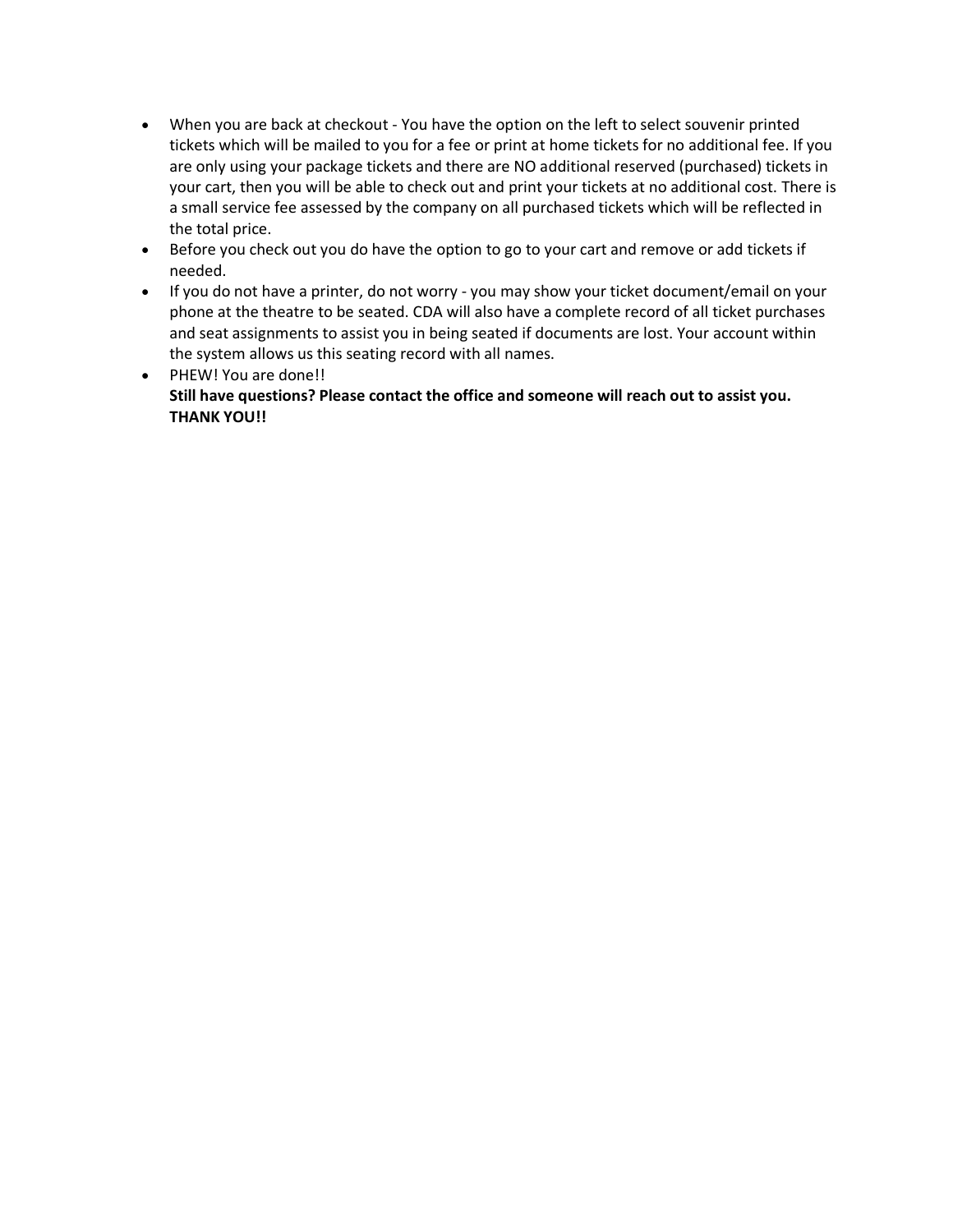- When you are back at checkout - You have the option on the left to select souvenir printed tickets which will be mailed to you for a fee or print at home tickets for no additional fee. If you are only using your package tickets and there are NO additional reserved (purchased) tickets in your cart, then you will be able to check out and print your tickets at no additional cost. There is a small service fee assessed by the company on all purchased tickets which will be reflected in the total price.
- Before you check out you do have the option to go to your cart and remove or add tickets if needed.
- If you do not have a printer, do not worry - you may show your ticket document/email on your phone at the theatre to be seated. CDA will also have a complete record of all ticket purchases and seat assignments to assist you in being seated if documents are lost. Your account within the system allows us this seating record with all names.
- PHEW! You are done!!  
  **Still have questions? Please contact the office and someone will reach out to assist you. THANK YOU!!**